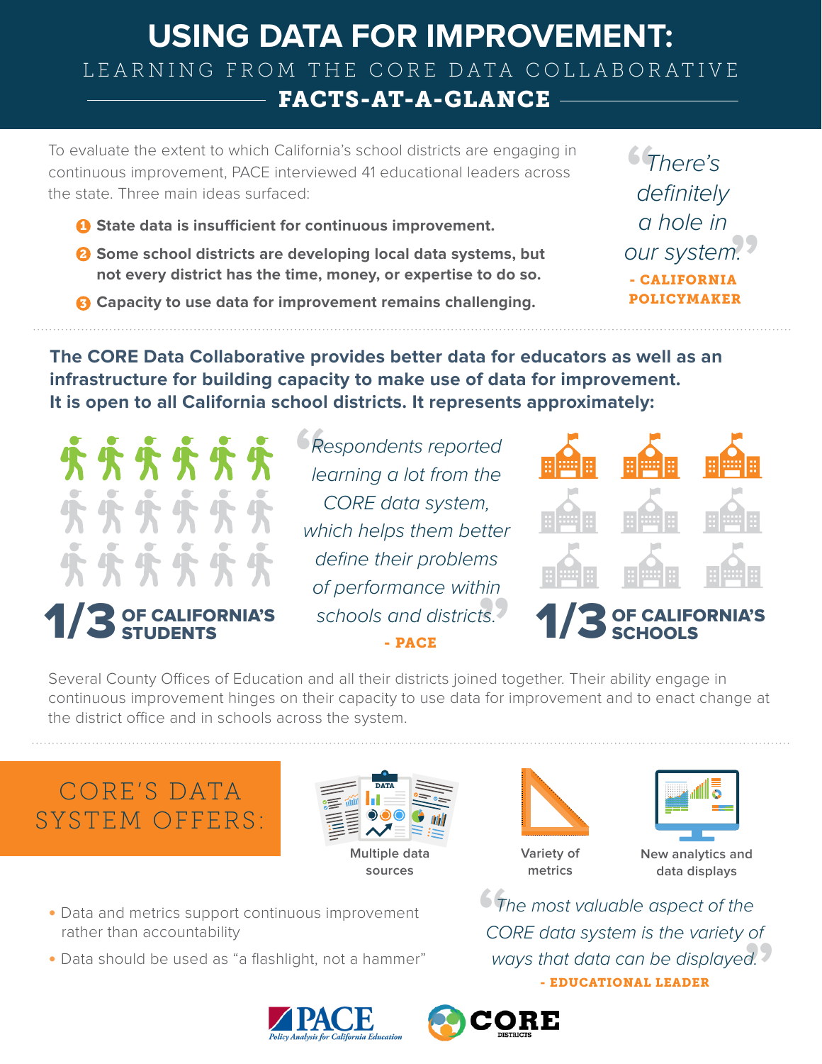# USING DATA FOR IMPROVEMENT:

## LEARNING FROM THE CORE DATA COLLABORATIVE

### FACTS-AT-A-GLANCE

To evaluate the extent to which California's school districts are engaging in continuous improvement, PACE interviewed 41 educational leaders across the state. Three main ideas surfaced:

1. **State data is insufficient for continuous improvement.**
2. **Some school districts are developing local data systems, but not every district has the time, money, or expertise to do so.**
3. **Capacity to use data for improvement remains challenging.**

> *"There's definitely a hole in our system."*
>
> **- CALIFORNIA POLICYMAKER**

**The CORE Data Collaborative provides better data for educators as well as an infrastructure for building capacity to make use of data for improvement. It is open to all California school districts. It represents approximately:**

**1/3 OF CALIFORNIA'S STUDENTS**

> *"Respondents reported learning a lot from the CORE data system, which helps them better define their problems of performance within schools and districts."*
>
> **- PACE**

**1/3 OF CALIFORNIA'S SCHOOLS**

Several County Offices of Education and all their districts joined together. Their ability engage in continuous improvement hinges on their capacity to use data for improvement and to enact change at the district office and in schools across the system.

## CORE'S DATA SYSTEM OFFERS:

- Multiple data sources
- Variety of metrics
- New analytics and data displays

- Data and metrics support continuous improvement rather than accountability
- Data should be used as "a flashlight, not a hammer"

> *"The most valuable aspect of the CORE data system is the variety of ways that data can be displayed."*
>
> **- EDUCATIONAL LEADER**

PACE Policy Analysis for California Education | CORE DISTRICTS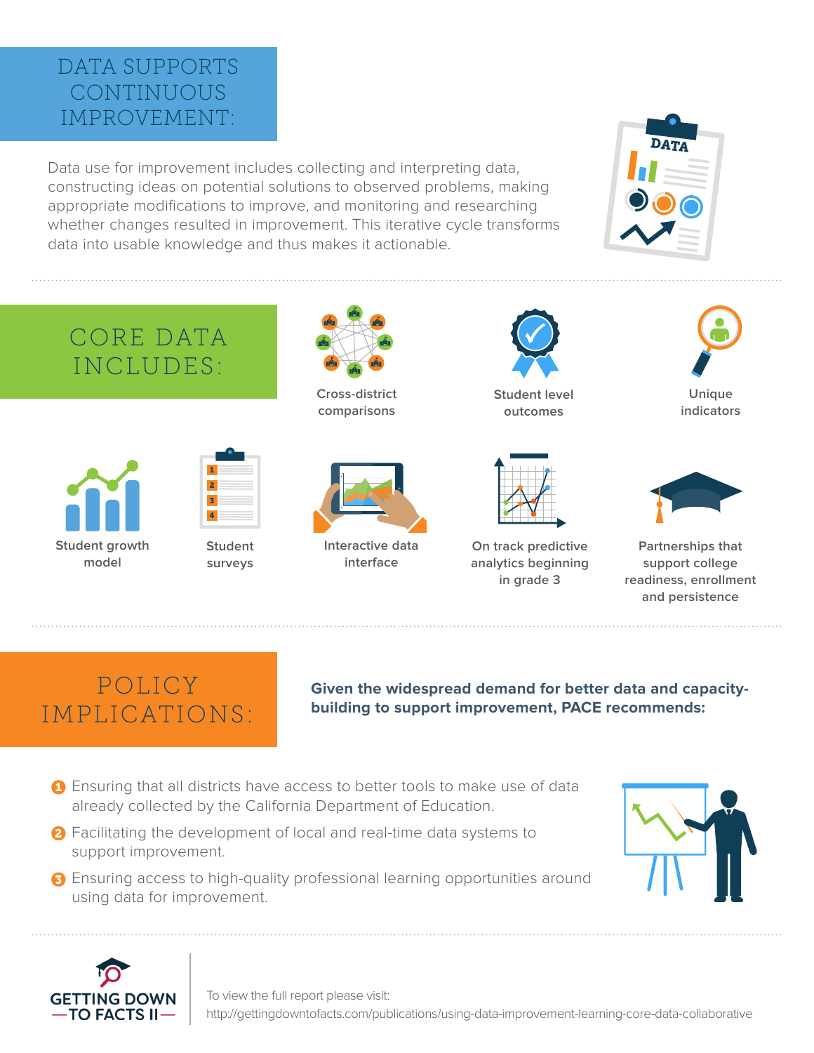# DATA SUPPORTS CONTINUOUS IMPROVEMENT:

Data use for improvement includes collecting and interpreting data, constructing ideas on potential solutions to observed problems, making appropriate modifications to improve, and monitoring and researching whether changes resulted in improvement. This iterative cycle transforms data into usable knowledge and thus makes it actionable.

# CORE DATA INCLUDES:

- Cross-district comparisons
- Student level outcomes
- Unique indicators
- Student growth model
- Student surveys
- Interactive data interface
- On track predictive analytics beginning in grade 3
- Partnerships that support college readiness, enrollment and persistence

# POLICY IMPLICATIONS:

**Given the widespread demand for better data and capacity-building to support improvement, PACE recommends:**

1. Ensuring that all districts have access to better tools to make use of data already collected by the California Department of Education.
2. Facilitating the development of local and real-time data systems to support improvement.
3. Ensuring access to high-quality professional learning opportunities around using data for improvement.

GETTING DOWN TO FACTS II

To view the full report please visit:
http://gettingdowntofacts.com/publications/using-data-improvement-learning-core-data-collaborative